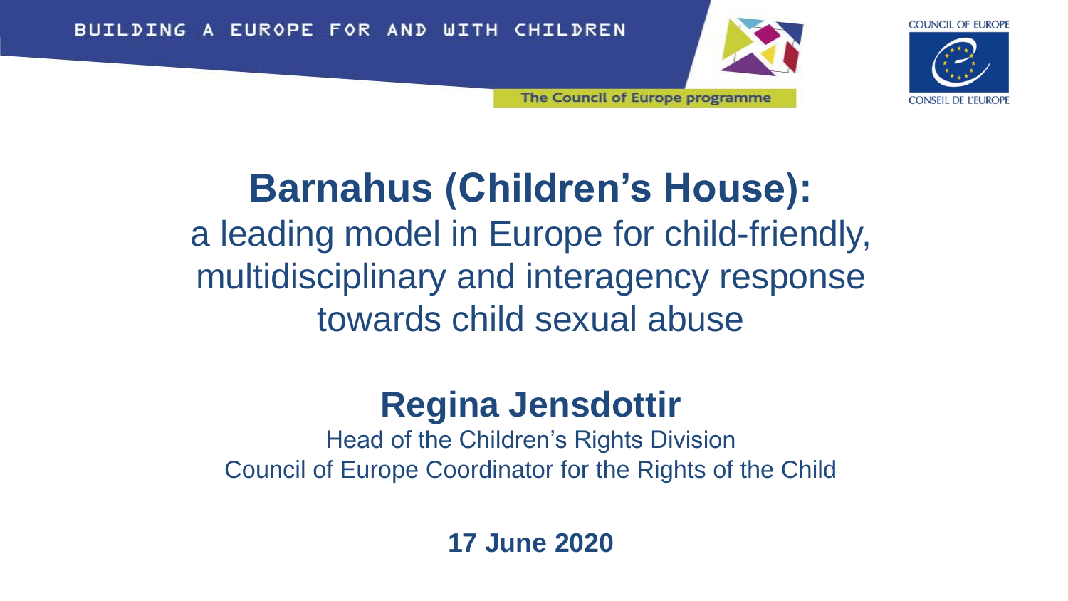BUILDING A EUROPE FOR AND WITH CHILDREN

The Council of Europe programme

COUNCIL OF EUROPE

CONSEIL DE L'EUROPE

# Barnahus (Children's House):

## a leading model in Europe for child-friendly, multidisciplinary and interagency response towards child sexual abuse

**Regina Jensdottir**

Head of the Children's Rights Division

Council of Europe Coordinator for the Rights of the Child

**17 June 2020**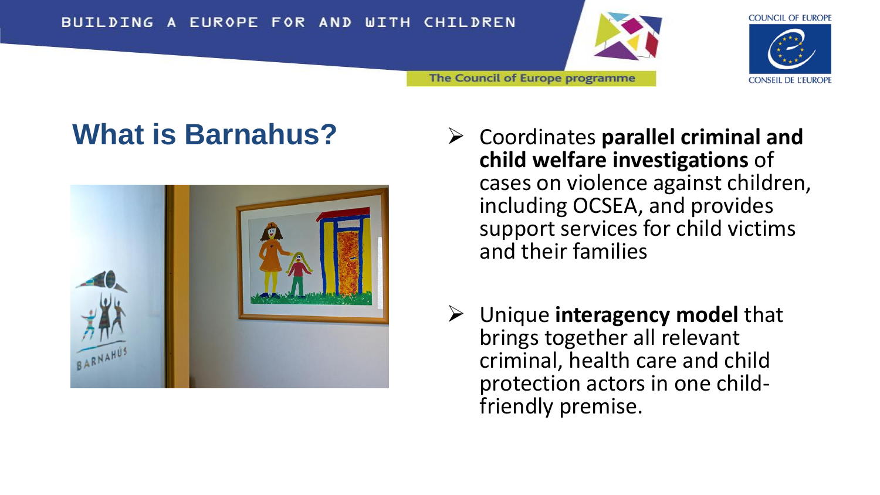# What is Barnahus?

- Coordinates **parallel criminal and child welfare investigations** of cases on violence against children, including OCSEA, and provides support services for child victims and their families

- Unique **interagency model** that brings together all relevant criminal, health care and child protection actors in one child-friendly premise.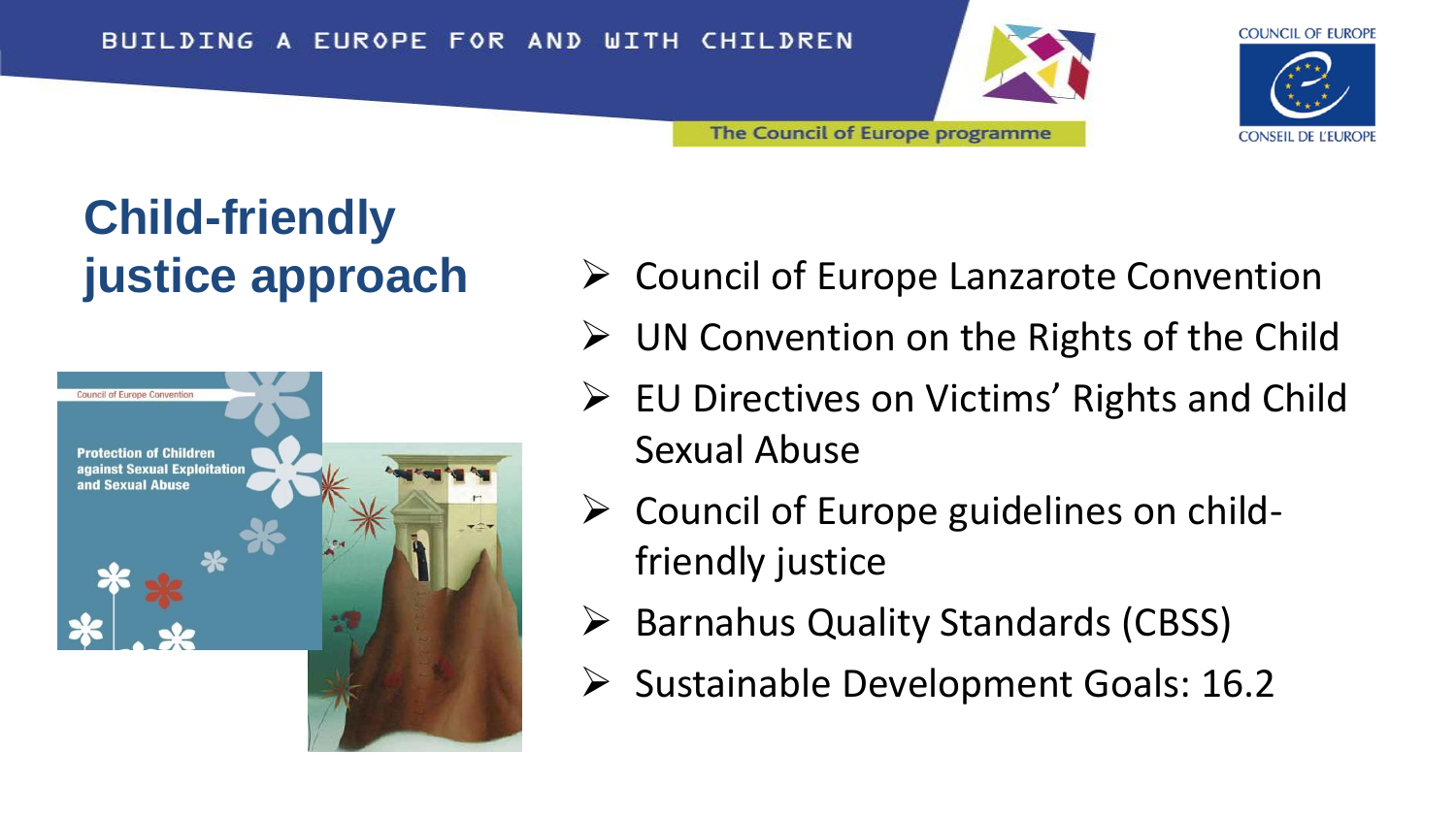# Child-friendly justice approach

- Council of Europe Lanzarote Convention
- UN Convention on the Rights of the Child
- EU Directives on Victims' Rights and Child Sexual Abuse
- Council of Europe guidelines on child-friendly justice
- Barnahus Quality Standards (CBSS)
- Sustainable Development Goals: 16.2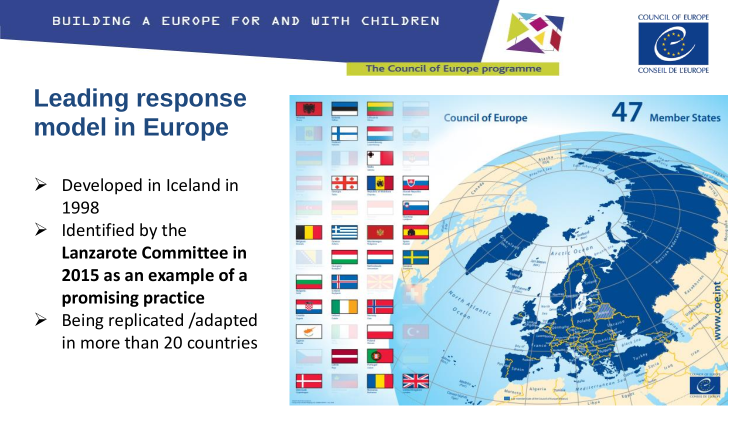# Leading response model in Europe

- Developed in Iceland in 1998
- Identified by the **Lanzarote Committee in 2015 as an example of a promising practice**
- Being replicated /adapted in more than 20 countries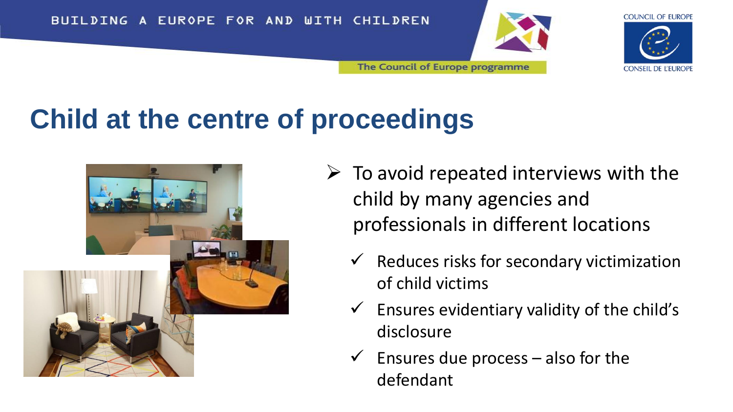# Child at the centre of proceedings

- To avoid repeated interviews with the child by many agencies and professionals in different locations
  - ✓ Reduces risks for secondary victimization of child victims
  - ✓ Ensures evidentiary validity of the child's disclosure
  - ✓ Ensures due process – also for the defendant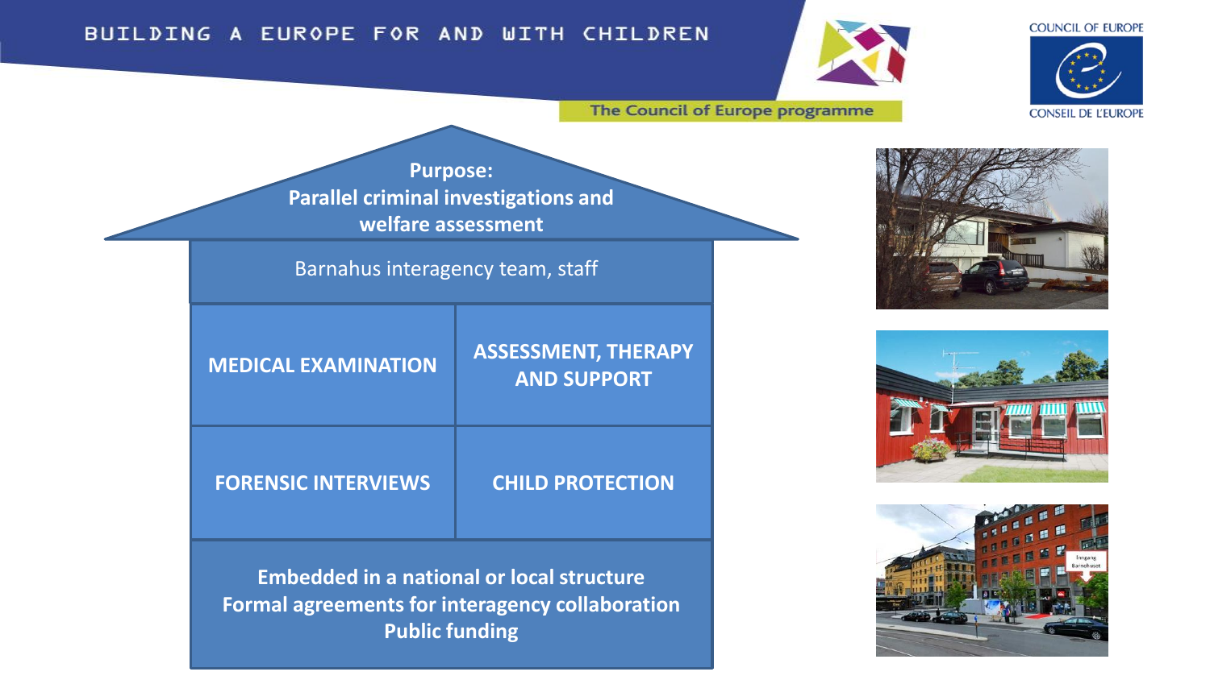BUILDING A EUROPE FOR AND WITH CHILDREN

The Council of Europe programme

COUNCIL OF EUROPE

CONSEIL DE L'EUROPE

## Purpose: Parallel criminal investigations and welfare assessment

Barnahus interagency team, staff

| MEDICAL EXAMINATION | ASSESSMENT, THERAPY AND SUPPORT |
| --- | --- |
| FORENSIC INTERVIEWS | CHILD PROTECTION |

**Embedded in a national or local structure**
**Formal agreements for interagency collaboration**
**Public funding**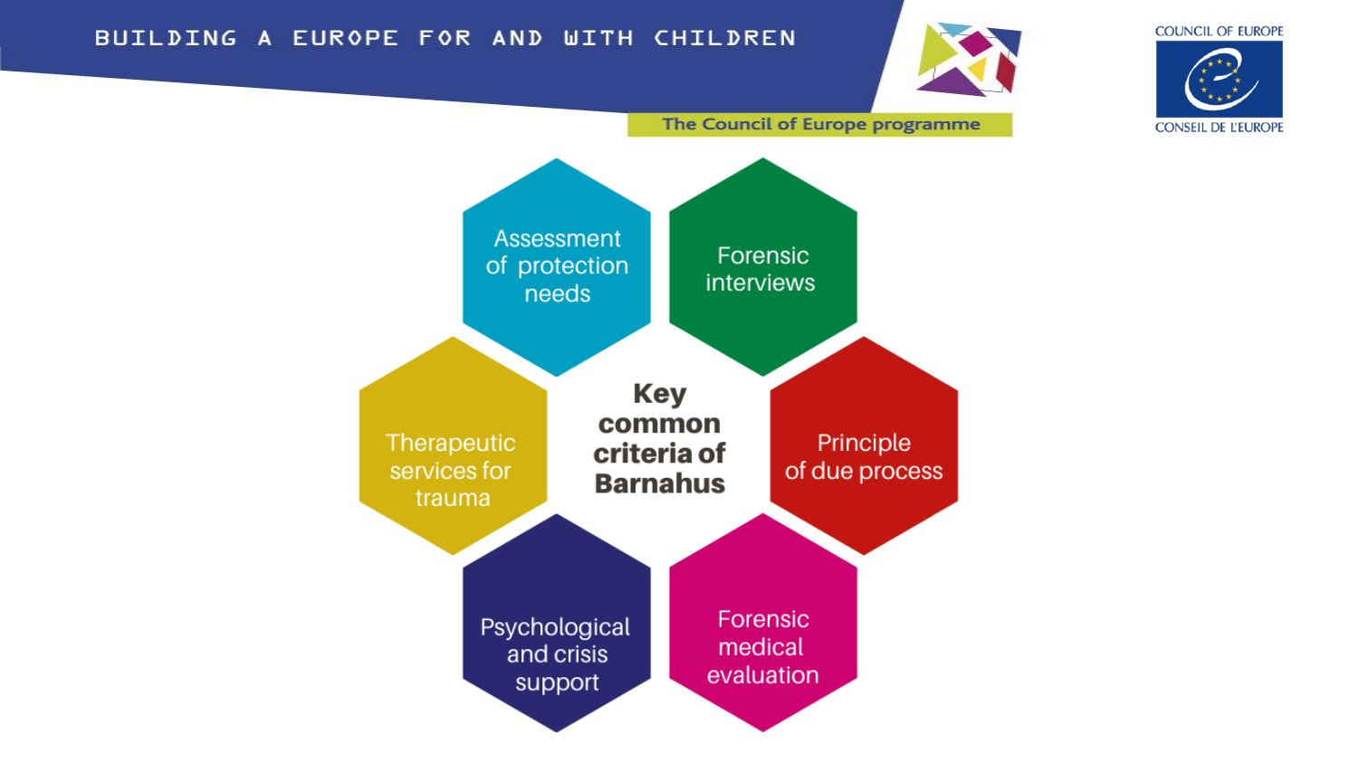# Key common criteria of Barnahus

- Assessment of protection needs
- Forensic interviews
- Principle of due process
- Forensic medical evaluation
- Psychological and crisis support
- Therapeutic services for trauma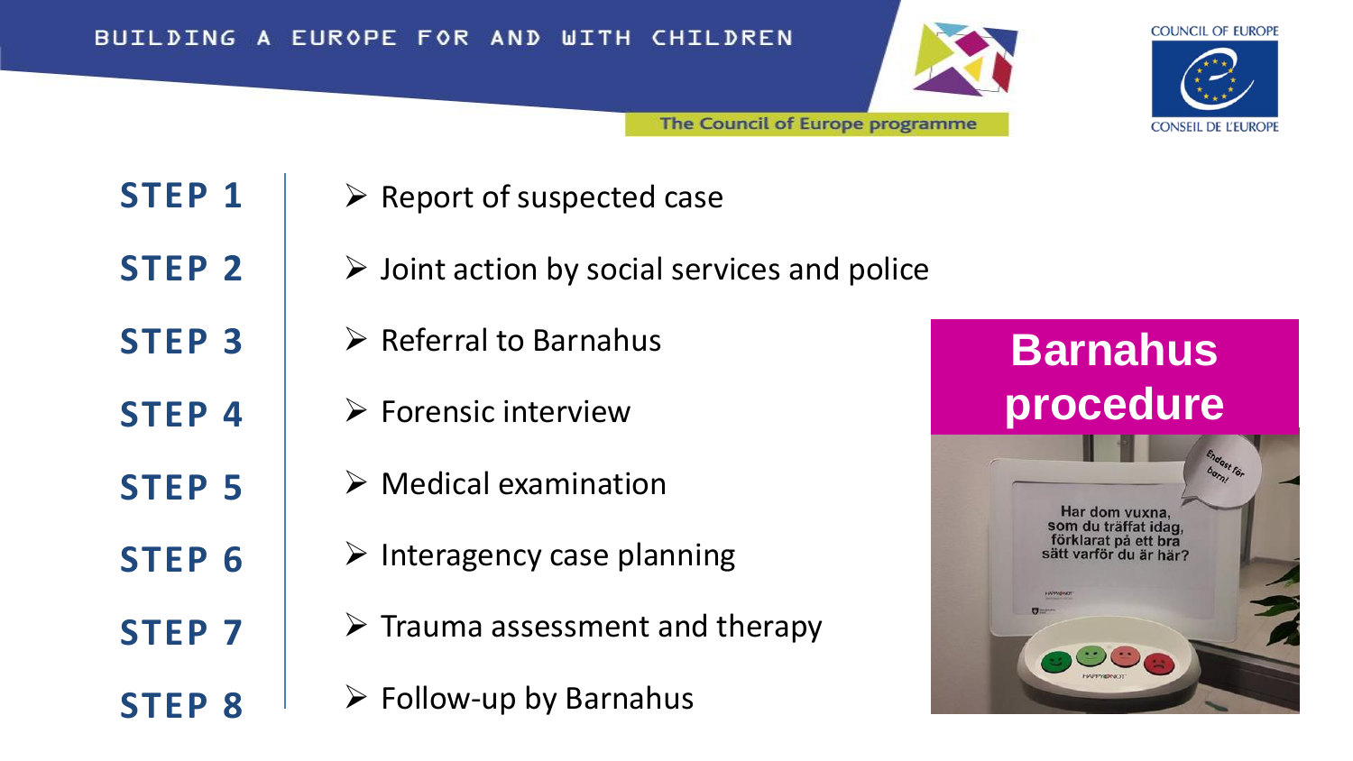BUILDING A EUROPE FOR AND WITH CHILDREN

The Council of Europe programme

COUNCIL OF EUROPE
CONSEIL DE L'EUROPE

# Barnahus procedure

| | |
|---|---|
| **STEP 1** | Report of suspected case |
| **STEP 2** | Joint action by social services and police |
| **STEP 3** | Referral to Barnahus |
| **STEP 4** | Forensic interview |
| **STEP 5** | Medical examination |
| **STEP 6** | Interagency case planning |
| **STEP 7** | Trauma assessment and therapy |
| **STEP 8** | Follow-up by Barnahus |

Endast för barn!

Har dom vuxna, som du träffat idag, förklarat på ett bra sätt varför du är här?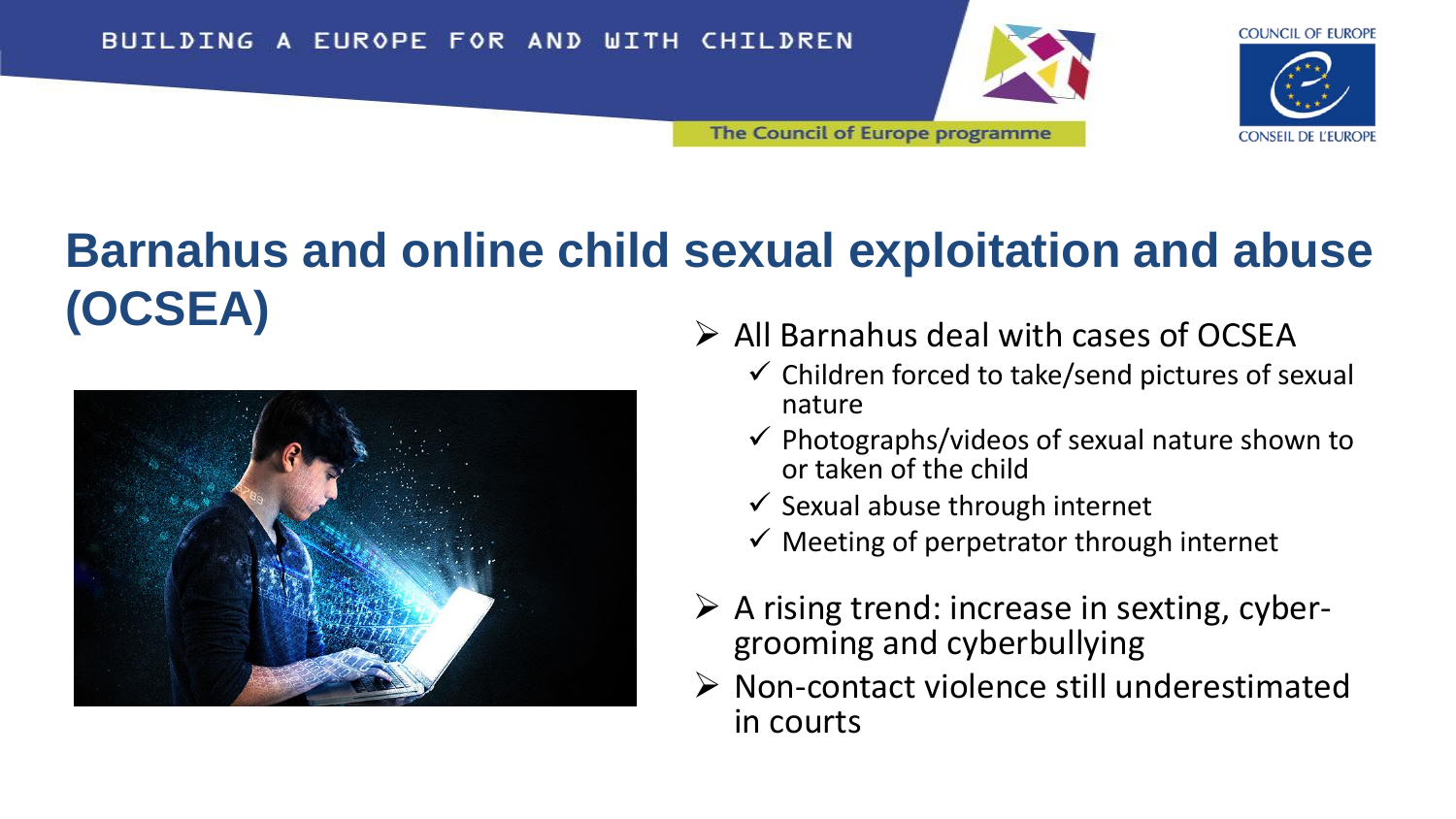# Barnahus and online child sexual exploitation and abuse (OCSEA)

- All Barnahus deal with cases of OCSEA
  - ✓ Children forced to take/send pictures of sexual nature
  - ✓ Photographs/videos of sexual nature shown to or taken of the child
  - ✓ Sexual abuse through internet
  - ✓ Meeting of perpetrator through internet
- A rising trend: increase in sexting, cyber-grooming and cyberbullying
- Non-contact violence still underestimated in courts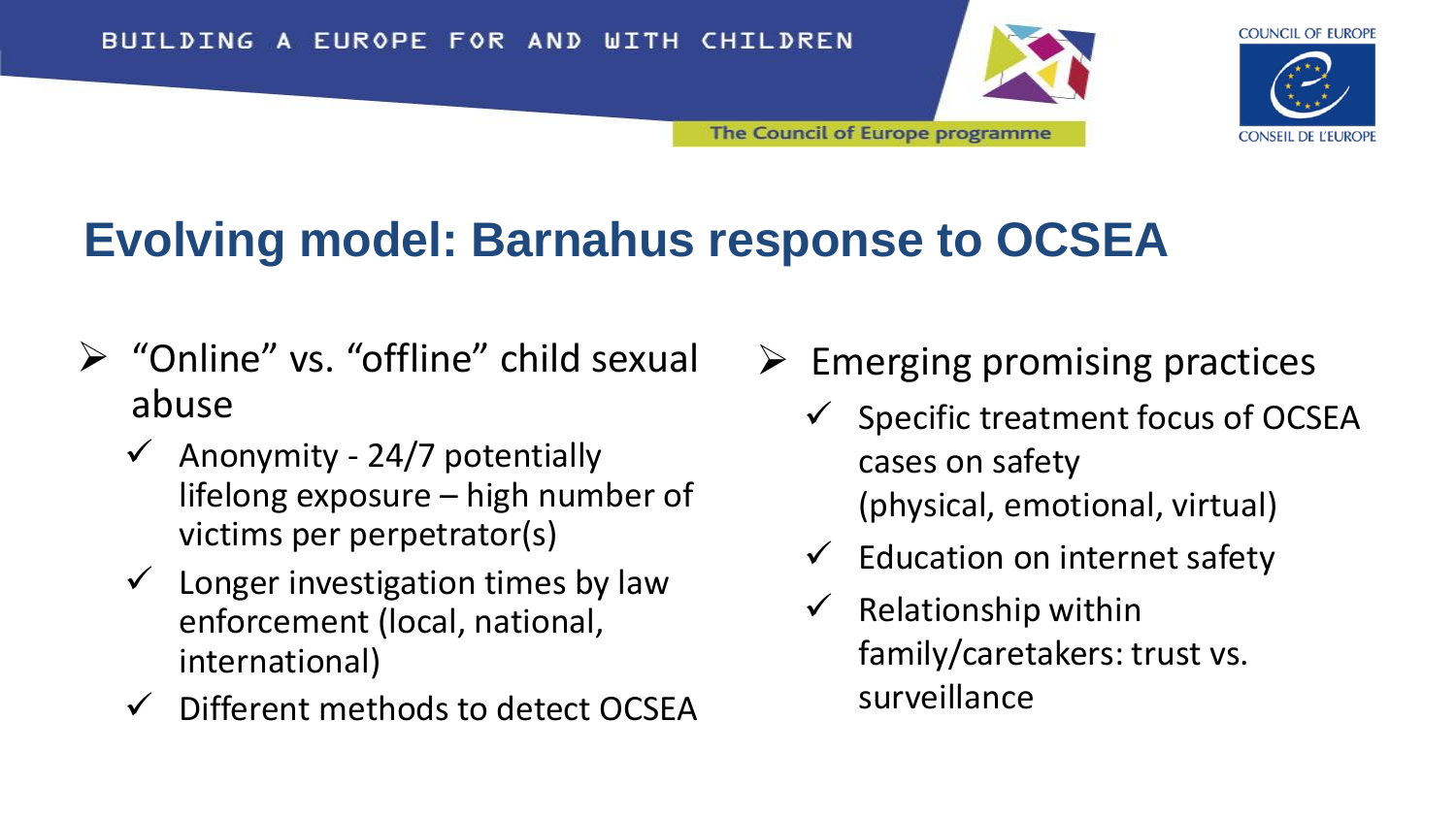# Evolving model: Barnahus response to OCSEA

- "Online" vs. "offline" child sexual abuse
  - ✓ Anonymity - 24/7 potentially lifelong exposure – high number of victims per perpetrator(s)
  - ✓ Longer investigation times by law enforcement (local, national, international)
  - ✓ Different methods to detect OCSEA

- Emerging promising practices
  - ✓ Specific treatment focus of OCSEA cases on safety (physical, emotional, virtual)
  - ✓ Education on internet safety
  - ✓ Relationship within family/caretakers: trust vs. surveillance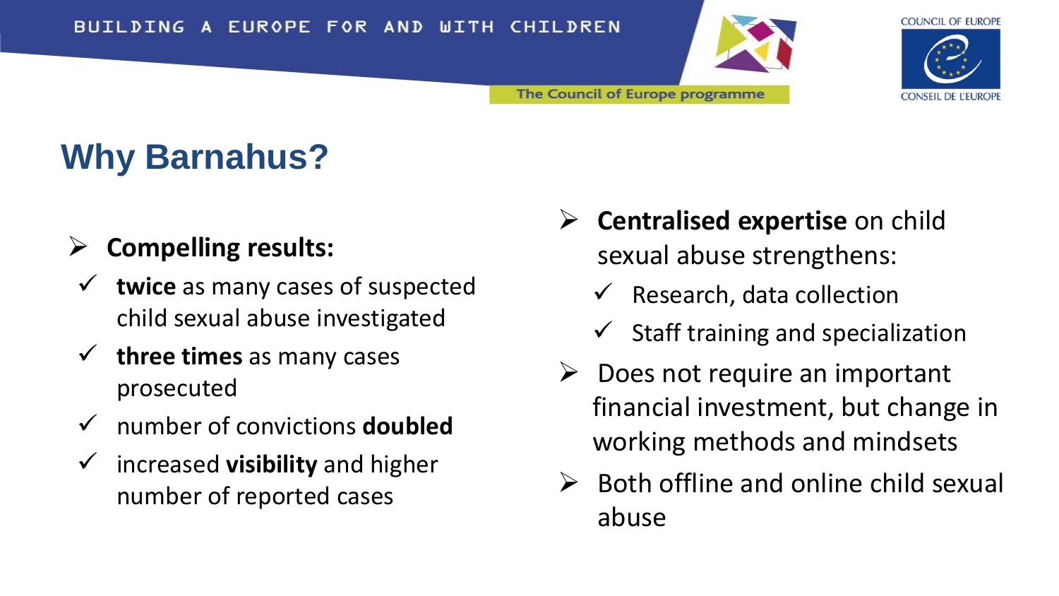# Why Barnahus?

- **Compelling results:**
  - **twice** as many cases of suspected child sexual abuse investigated
  - **three times** as many cases prosecuted
  - number of convictions **doubled**
  - increased **visibility** and higher number of reported cases
- **Centralised expertise** on child sexual abuse strengthens:
  - Research, data collection
  - Staff training and specialization
- Does not require an important financial investment, but change in working methods and mindsets
- Both offline and online child sexual abuse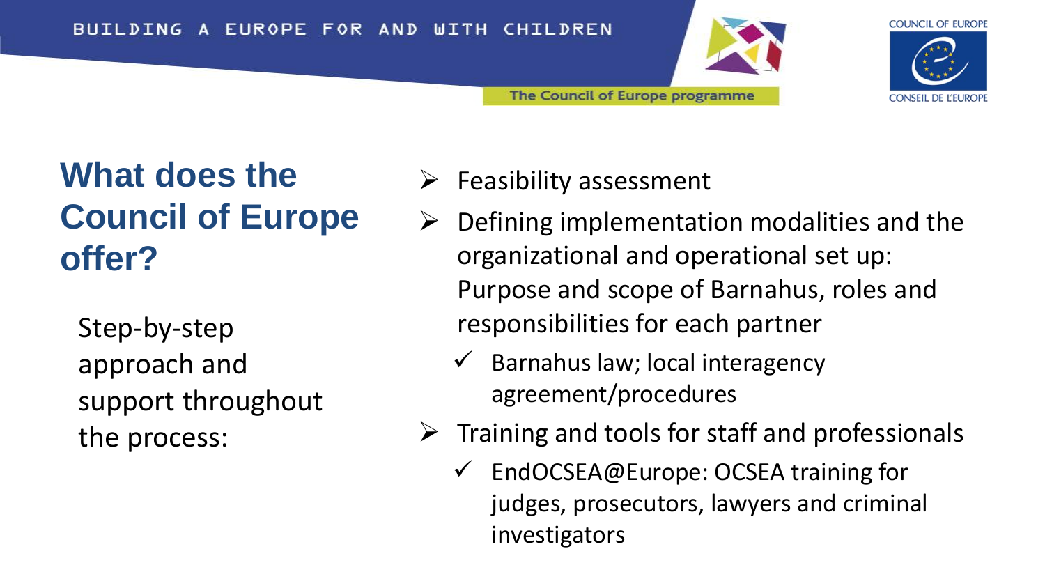## What does the Council of Europe offer?

Step-by-step approach and support throughout the process:

- Feasibility assessment
- Defining implementation modalities and the organizational and operational set up: Purpose and scope of Barnahus, roles and responsibilities for each partner
  - ✓ Barnahus law; local interagency agreement/procedures
- Training and tools for staff and professionals
  - ✓ EndOCSEA@Europe: OCSEA training for judges, prosecutors, lawyers and criminal investigators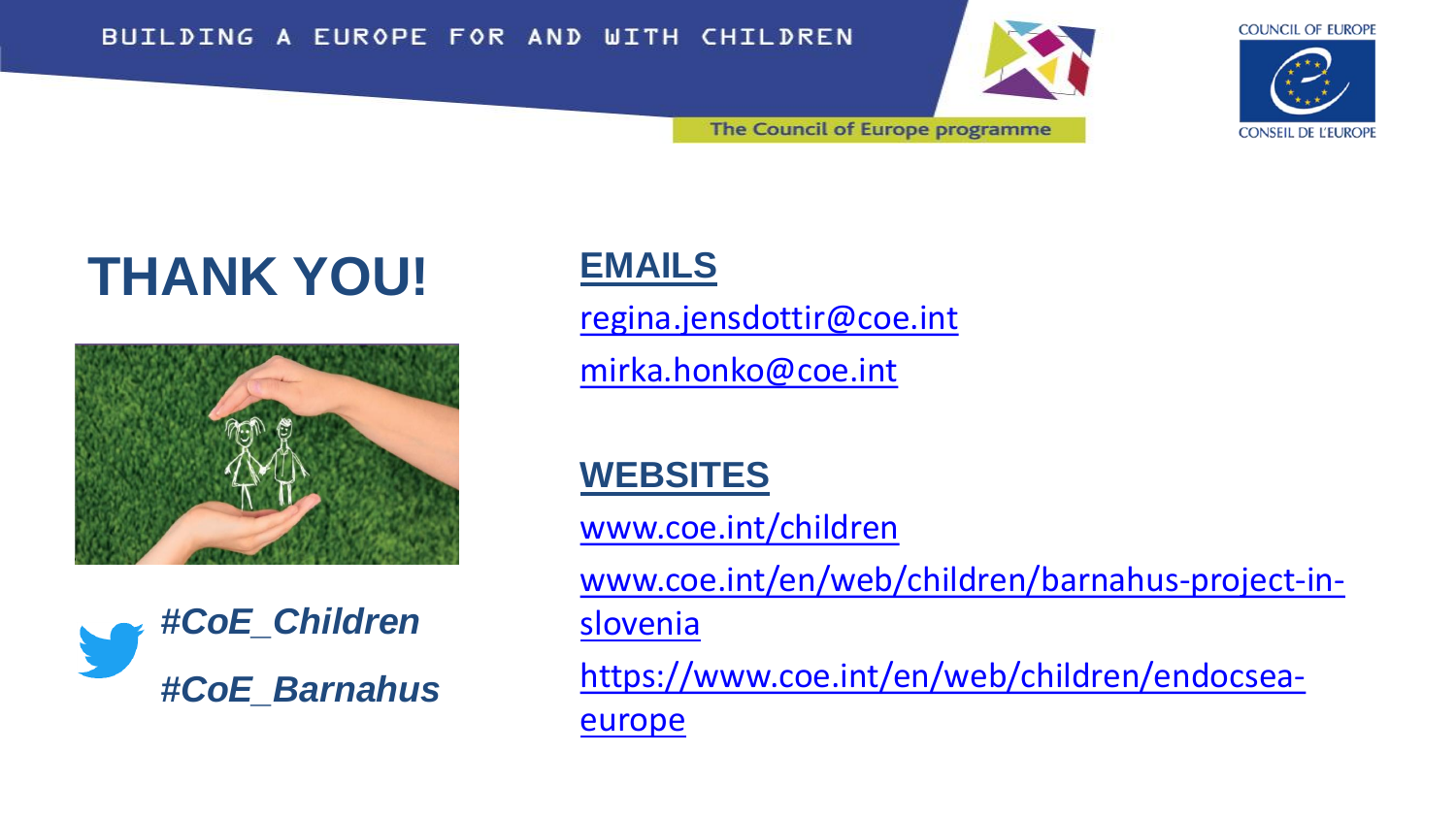BUILDING A EUROPE FOR AND WITH CHILDREN

The Council of Europe programme

COUNCIL OF EUROPE

CONSEIL DE L'EUROPE

# THANK YOU!

***#CoE_Children***

***#CoE_Barnahus***

## EMAILS

regina.jensdottir@coe.int

mirka.honko@coe.int

## WEBSITES

www.coe.int/children

www.coe.int/en/web/children/barnahus-project-in-slovenia

https://www.coe.int/en/web/children/endocsea-europe